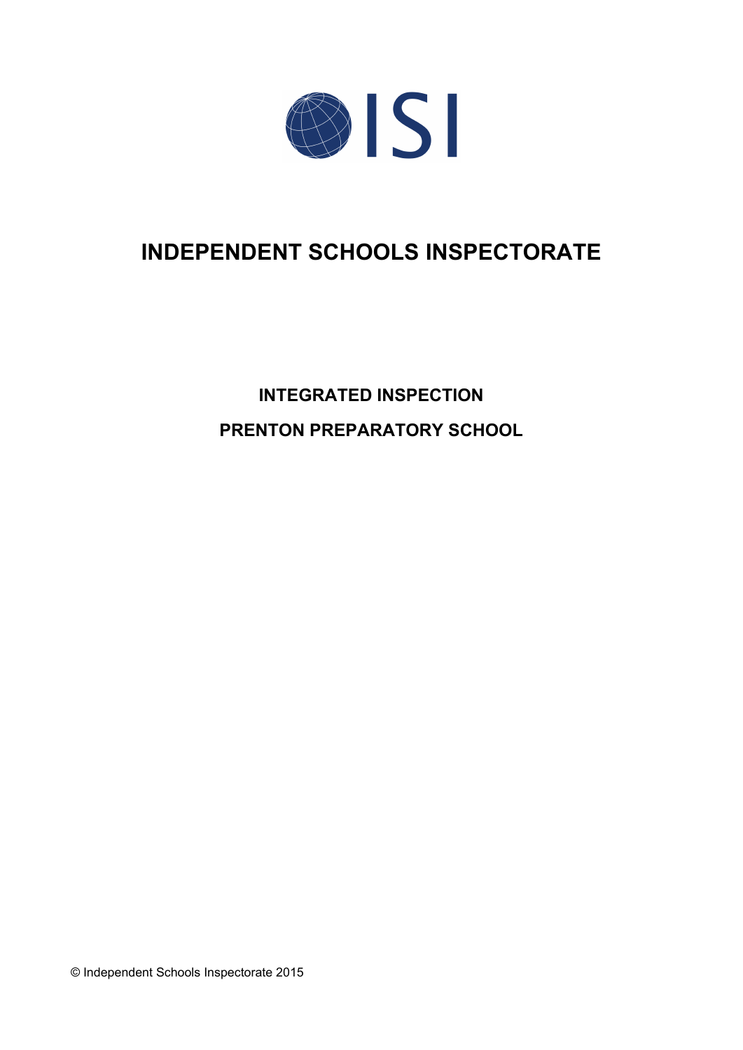ISI

# INDEPENDENT SCHOOLS INSPECTORATE

## INTEGRATED INSPECTION

## PRENTON PREPARATORY SCHOOL

© Independent Schools Inspectorate 2015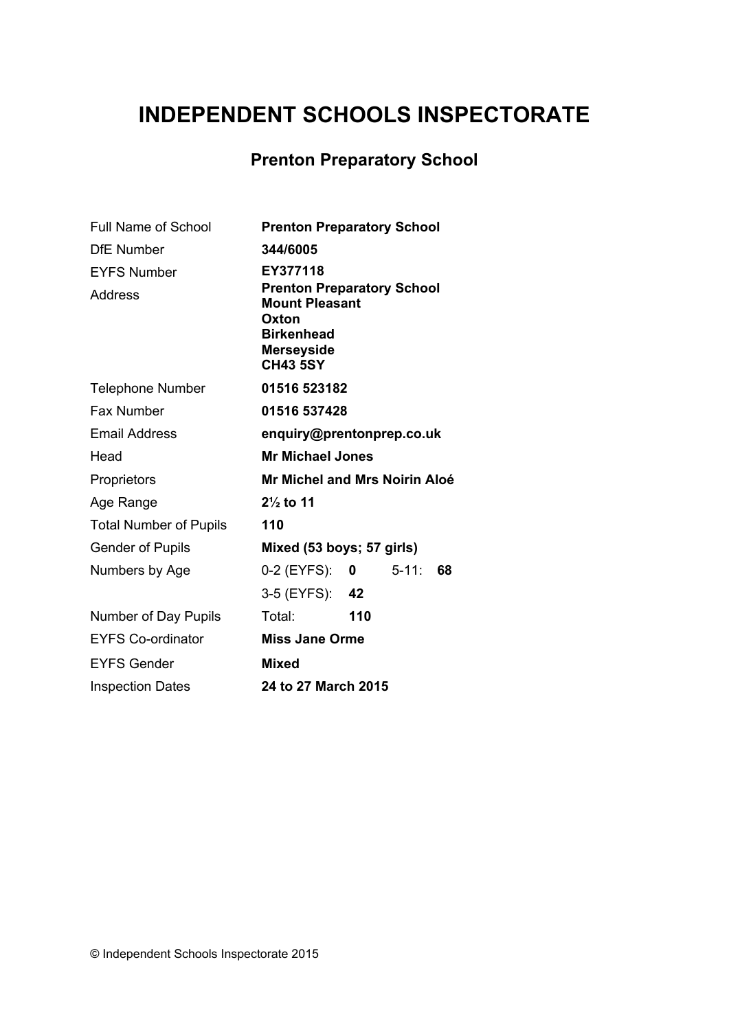# INDEPENDENT SCHOOLS INSPECTORATE

## Prenton Preparatory School

| | | | | |
|---|---|---|---|---|
| Full Name of School | **Prenton Preparatory School** | | | |
| DfE Number | **344/6005** | | | |
| EYFS Number | **EY377118** | | | |
| Address | **Prenton Preparatory School**<br>**Mount Pleasant**<br>**Oxton**<br>**Birkenhead**<br>**Merseyside**<br>**CH43 5SY** | | | |
| Telephone Number | **01516 523182** | | | |
| Fax Number | **01516 537428** | | | |
| Email Address | **enquiry@prentonprep.co.uk** | | | |
| Head | **Mr Michael Jones** | | | |
| Proprietors | **Mr Michel and Mrs Noirin Aloé** | | | |
| Age Range | **2½ to 11** | | | |
| Total Number of Pupils | **110** | | | |
| Gender of Pupils | **Mixed (53 boys; 57 girls)** | | | |
| Numbers by Age | 0-2 (EYFS): | **0** | 5-11: | **68** |
| | 3-5 (EYFS): | **42** | | |
| Number of Day Pupils | Total: | **110** | | |
| EYFS Co-ordinator | **Miss Jane Orme** | | | |
| EYFS Gender | **Mixed** | | | |
| Inspection Dates | **24 to 27 March 2015** | | | |

© Independent Schools Inspectorate 2015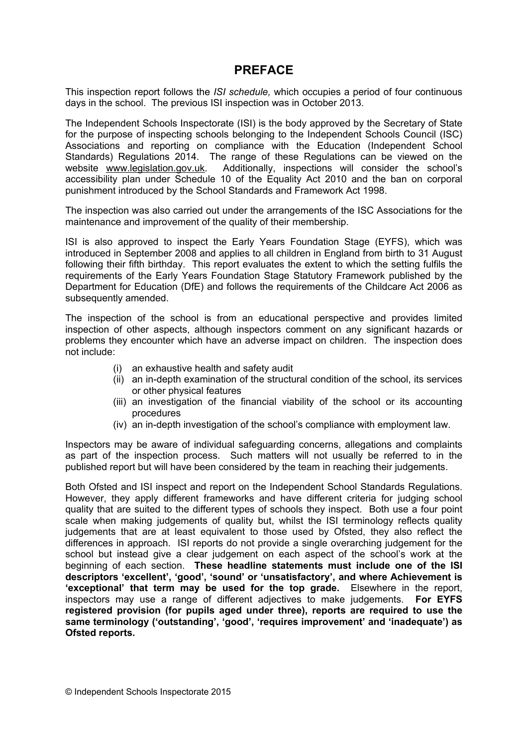# PREFACE

This inspection report follows the *ISI schedule,* which occupies a period of four continuous days in the school. The previous ISI inspection was in October 2013.

The Independent Schools Inspectorate (ISI) is the body approved by the Secretary of State for the purpose of inspecting schools belonging to the Independent Schools Council (ISC) Associations and reporting on compliance with the Education (Independent School Standards) Regulations 2014. The range of these Regulations can be viewed on the website www.legislation.gov.uk. Additionally, inspections will consider the school's accessibility plan under Schedule 10 of the Equality Act 2010 and the ban on corporal punishment introduced by the School Standards and Framework Act 1998.

The inspection was also carried out under the arrangements of the ISC Associations for the maintenance and improvement of the quality of their membership.

ISI is also approved to inspect the Early Years Foundation Stage (EYFS), which was introduced in September 2008 and applies to all children in England from birth to 31 August following their fifth birthday. This report evaluates the extent to which the setting fulfils the requirements of the Early Years Foundation Stage Statutory Framework published by the Department for Education (DfE) and follows the requirements of the Childcare Act 2006 as subsequently amended.

The inspection of the school is from an educational perspective and provides limited inspection of other aspects, although inspectors comment on any significant hazards or problems they encounter which have an adverse impact on children. The inspection does not include:

(i) an exhaustive health and safety audit
(ii) an in-depth examination of the structural condition of the school, its services or other physical features
(iii) an investigation of the financial viability of the school or its accounting procedures
(iv) an in-depth investigation of the school's compliance with employment law.

Inspectors may be aware of individual safeguarding concerns, allegations and complaints as part of the inspection process. Such matters will not usually be referred to in the published report but will have been considered by the team in reaching their judgements.

Both Ofsted and ISI inspect and report on the Independent School Standards Regulations. However, they apply different frameworks and have different criteria for judging school quality that are suited to the different types of schools they inspect. Both use a four point scale when making judgements of quality but, whilst the ISI terminology reflects quality judgements that are at least equivalent to those used by Ofsted, they also reflect the differences in approach. ISI reports do not provide a single overarching judgement for the school but instead give a clear judgement on each aspect of the school's work at the beginning of each section. **These headline statements must include one of the ISI descriptors 'excellent', 'good', 'sound' or 'unsatisfactory', and where Achievement is 'exceptional' that term may be used for the top grade.** Elsewhere in the report, inspectors may use a range of different adjectives to make judgements. **For EYFS registered provision (for pupils aged under three), reports are required to use the same terminology ('outstanding', 'good', 'requires improvement' and 'inadequate') as Ofsted reports.**

© Independent Schools Inspectorate 2015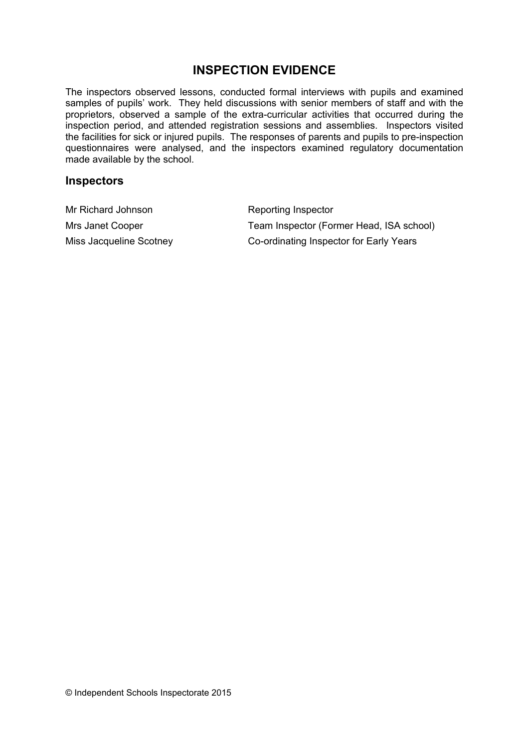# INSPECTION EVIDENCE

The inspectors observed lessons, conducted formal interviews with pupils and examined samples of pupils' work. They held discussions with senior members of staff and with the proprietors, observed a sample of the extra-curricular activities that occurred during the inspection period, and attended registration sessions and assemblies. Inspectors visited the facilities for sick or injured pupils. The responses of parents and pupils to pre-inspection questionnaires were analysed, and the inspectors examined regulatory documentation made available by the school.

## Inspectors

| | |
|---|---|
| Mr Richard Johnson | Reporting Inspector |
| Mrs Janet Cooper | Team Inspector (Former Head, ISA school) |
| Miss Jacqueline Scotney | Co-ordinating Inspector for Early Years |

© Independent Schools Inspectorate 2015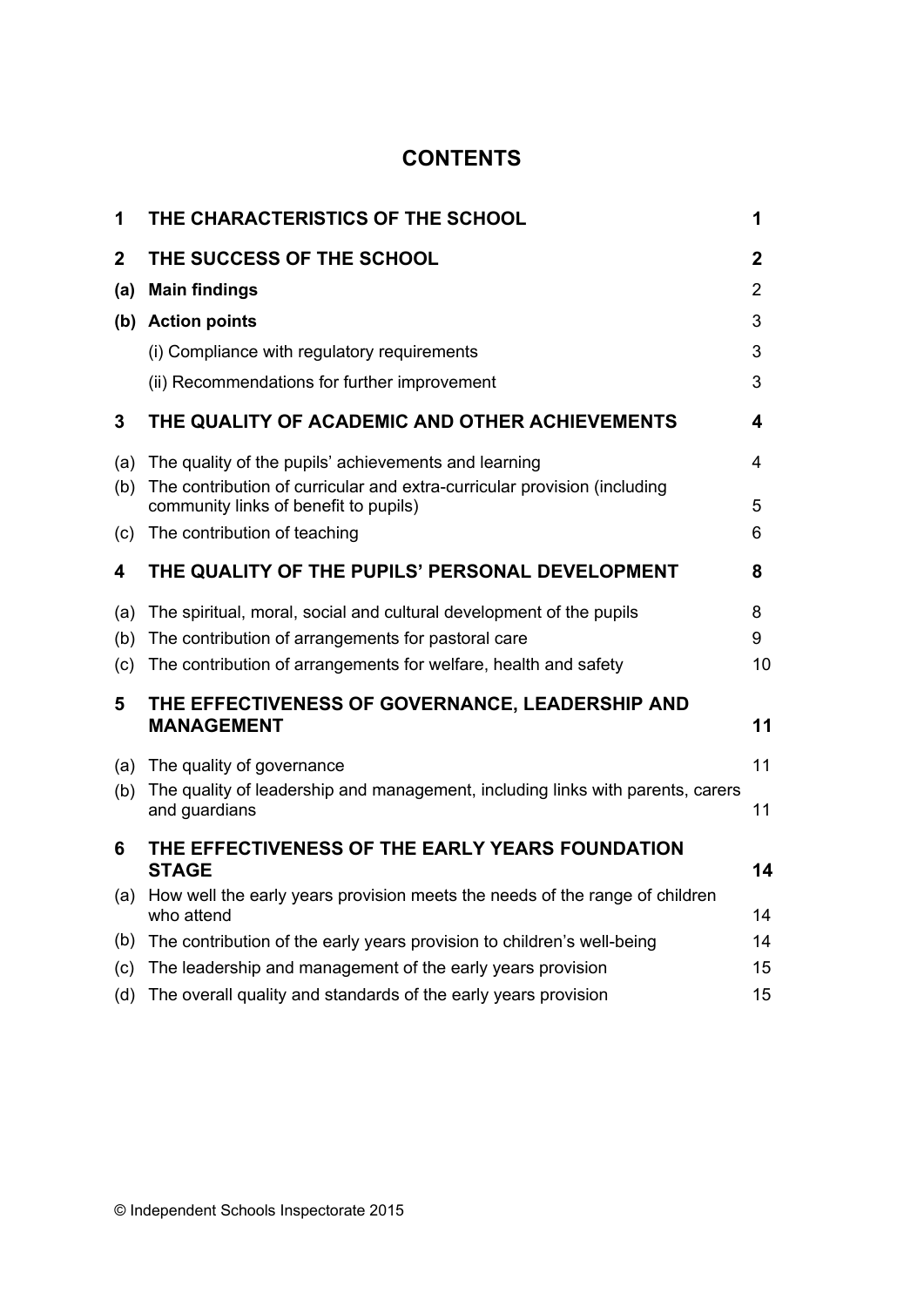# CONTENTS

| | | |
|---|---|---|
| **1** | **THE CHARACTERISTICS OF THE SCHOOL** | **1** |
| **2** | **THE SUCCESS OF THE SCHOOL** | **2** |
| **(a)** | **Main findings** | 2 |
| **(b)** | **Action points** | 3 |
| | (i) Compliance with regulatory requirements | 3 |
| | (ii) Recommendations for further improvement | 3 |
| **3** | **THE QUALITY OF ACADEMIC AND OTHER ACHIEVEMENTS** | **4** |
| (a) | The quality of the pupils' achievements and learning | 4 |
| (b) | The contribution of curricular and extra-curricular provision (including community links of benefit to pupils) | 5 |
| (c) | The contribution of teaching | 6 |
| **4** | **THE QUALITY OF THE PUPILS' PERSONAL DEVELOPMENT** | **8** |
| (a) | The spiritual, moral, social and cultural development of the pupils | 8 |
| (b) | The contribution of arrangements for pastoral care | 9 |
| (c) | The contribution of arrangements for welfare, health and safety | 10 |
| **5** | **THE EFFECTIVENESS OF GOVERNANCE, LEADERSHIP AND MANAGEMENT** | **11** |
| (a) | The quality of governance | 11 |
| (b) | The quality of leadership and management, including links with parents, carers and guardians | 11 |
| **6** | **THE EFFECTIVENESS OF THE EARLY YEARS FOUNDATION STAGE** | **14** |
| (a) | How well the early years provision meets the needs of the range of children who attend | 14 |
| (b) | The contribution of the early years provision to children's well-being | 14 |
| (c) | The leadership and management of the early years provision | 15 |
| (d) | The overall quality and standards of the early years provision | 15 |

© Independent Schools Inspectorate 2015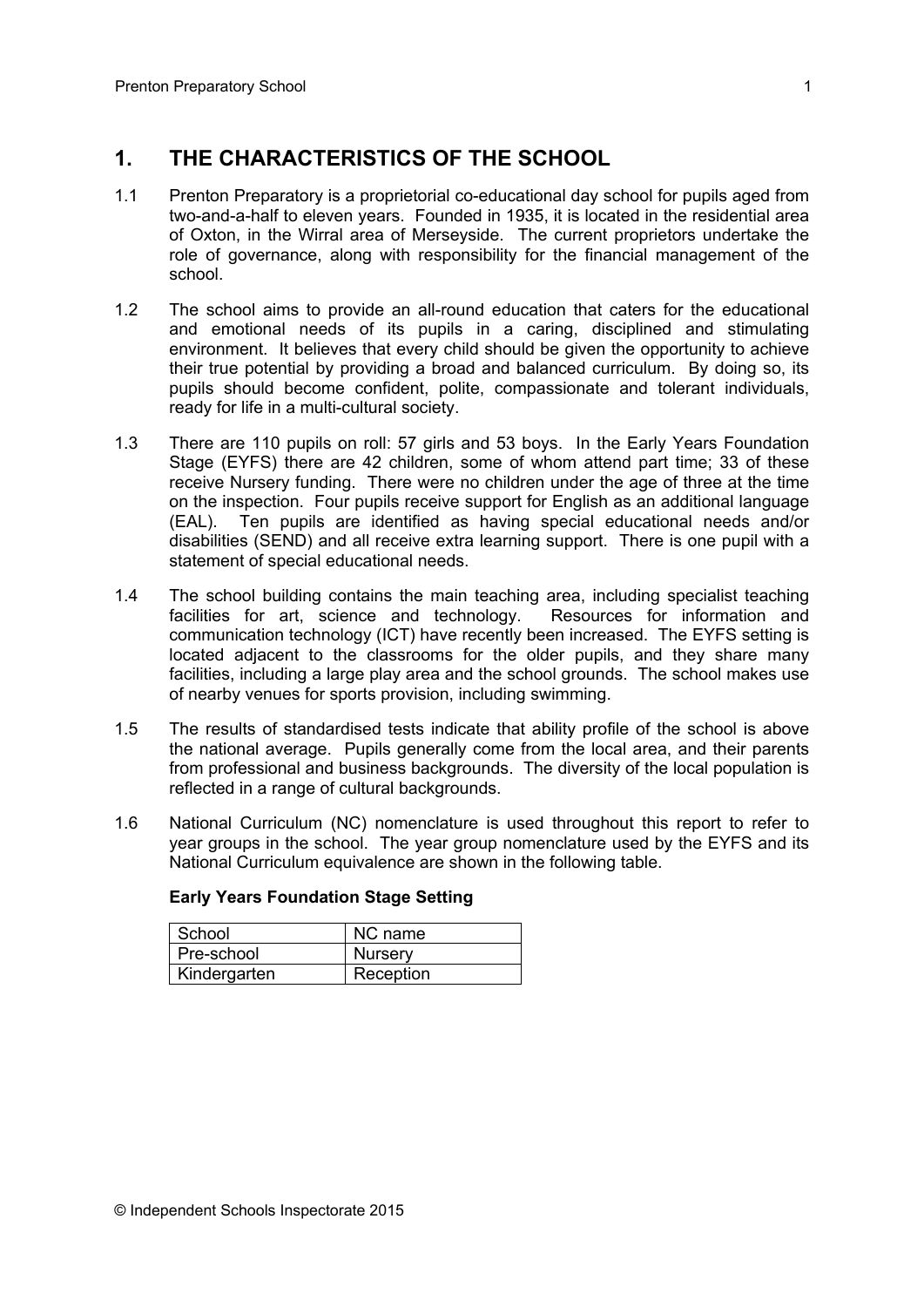## 1. THE CHARACTERISTICS OF THE SCHOOL

1.1 Prenton Preparatory is a proprietorial co-educational day school for pupils aged from two-and-a-half to eleven years. Founded in 1935, it is located in the residential area of Oxton, in the Wirral area of Merseyside. The current proprietors undertake the role of governance, along with responsibility for the financial management of the school.

1.2 The school aims to provide an all-round education that caters for the educational and emotional needs of its pupils in a caring, disciplined and stimulating environment. It believes that every child should be given the opportunity to achieve their true potential by providing a broad and balanced curriculum. By doing so, its pupils should become confident, polite, compassionate and tolerant individuals, ready for life in a multi-cultural society.

1.3 There are 110 pupils on roll: 57 girls and 53 boys. In the Early Years Foundation Stage (EYFS) there are 42 children, some of whom attend part time; 33 of these receive Nursery funding. There were no children under the age of three at the time on the inspection. Four pupils receive support for English as an additional language (EAL). Ten pupils are identified as having special educational needs and/or disabilities (SEND) and all receive extra learning support. There is one pupil with a statement of special educational needs.

1.4 The school building contains the main teaching area, including specialist teaching facilities for art, science and technology. Resources for information and communication technology (ICT) have recently been increased. The EYFS setting is located adjacent to the classrooms for the older pupils, and they share many facilities, including a large play area and the school grounds. The school makes use of nearby venues for sports provision, including swimming.

1.5 The results of standardised tests indicate that ability profile of the school is above the national average. Pupils generally come from the local area, and their parents from professional and business backgrounds. The diversity of the local population is reflected in a range of cultural backgrounds.

1.6 National Curriculum (NC) nomenclature is used throughout this report to refer to year groups in the school. The year group nomenclature used by the EYFS and its National Curriculum equivalence are shown in the following table.

**Early Years Foundation Stage Setting**

| School | NC name |
|---|---|
| Pre-school | Nursery |
| Kindergarten | Reception |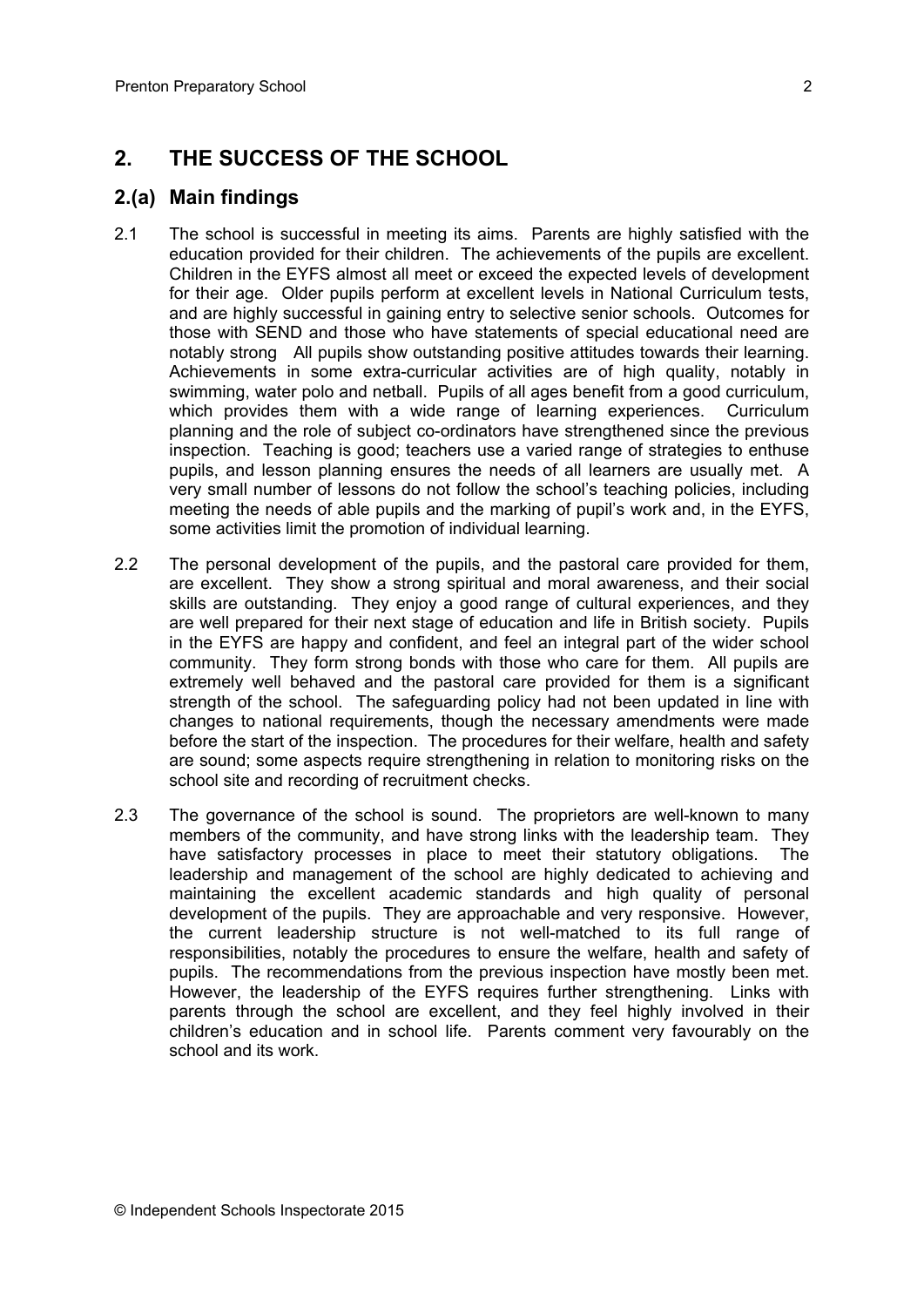## 2. THE SUCCESS OF THE SCHOOL

### 2.(a) Main findings

2.1 The school is successful in meeting its aims. Parents are highly satisfied with the education provided for their children. The achievements of the pupils are excellent. Children in the EYFS almost all meet or exceed the expected levels of development for their age. Older pupils perform at excellent levels in National Curriculum tests, and are highly successful in gaining entry to selective senior schools. Outcomes for those with SEND and those who have statements of special educational need are notably strong All pupils show outstanding positive attitudes towards their learning. Achievements in some extra-curricular activities are of high quality, notably in swimming, water polo and netball. Pupils of all ages benefit from a good curriculum, which provides them with a wide range of learning experiences. Curriculum planning and the role of subject co-ordinators have strengthened since the previous inspection. Teaching is good; teachers use a varied range of strategies to enthuse pupils, and lesson planning ensures the needs of all learners are usually met. A very small number of lessons do not follow the school's teaching policies, including meeting the needs of able pupils and the marking of pupil's work and, in the EYFS, some activities limit the promotion of individual learning.

2.2 The personal development of the pupils, and the pastoral care provided for them, are excellent. They show a strong spiritual and moral awareness, and their social skills are outstanding. They enjoy a good range of cultural experiences, and they are well prepared for their next stage of education and life in British society. Pupils in the EYFS are happy and confident, and feel an integral part of the wider school community. They form strong bonds with those who care for them. All pupils are extremely well behaved and the pastoral care provided for them is a significant strength of the school. The safeguarding policy had not been updated in line with changes to national requirements, though the necessary amendments were made before the start of the inspection. The procedures for their welfare, health and safety are sound; some aspects require strengthening in relation to monitoring risks on the school site and recording of recruitment checks.

2.3 The governance of the school is sound. The proprietors are well-known to many members of the community, and have strong links with the leadership team. They have satisfactory processes in place to meet their statutory obligations. The leadership and management of the school are highly dedicated to achieving and maintaining the excellent academic standards and high quality of personal development of the pupils. They are approachable and very responsive. However, the current leadership structure is not well-matched to its full range of responsibilities, notably the procedures to ensure the welfare, health and safety of pupils. The recommendations from the previous inspection have mostly been met. However, the leadership of the EYFS requires further strengthening. Links with parents through the school are excellent, and they feel highly involved in their children's education and in school life. Parents comment very favourably on the school and its work.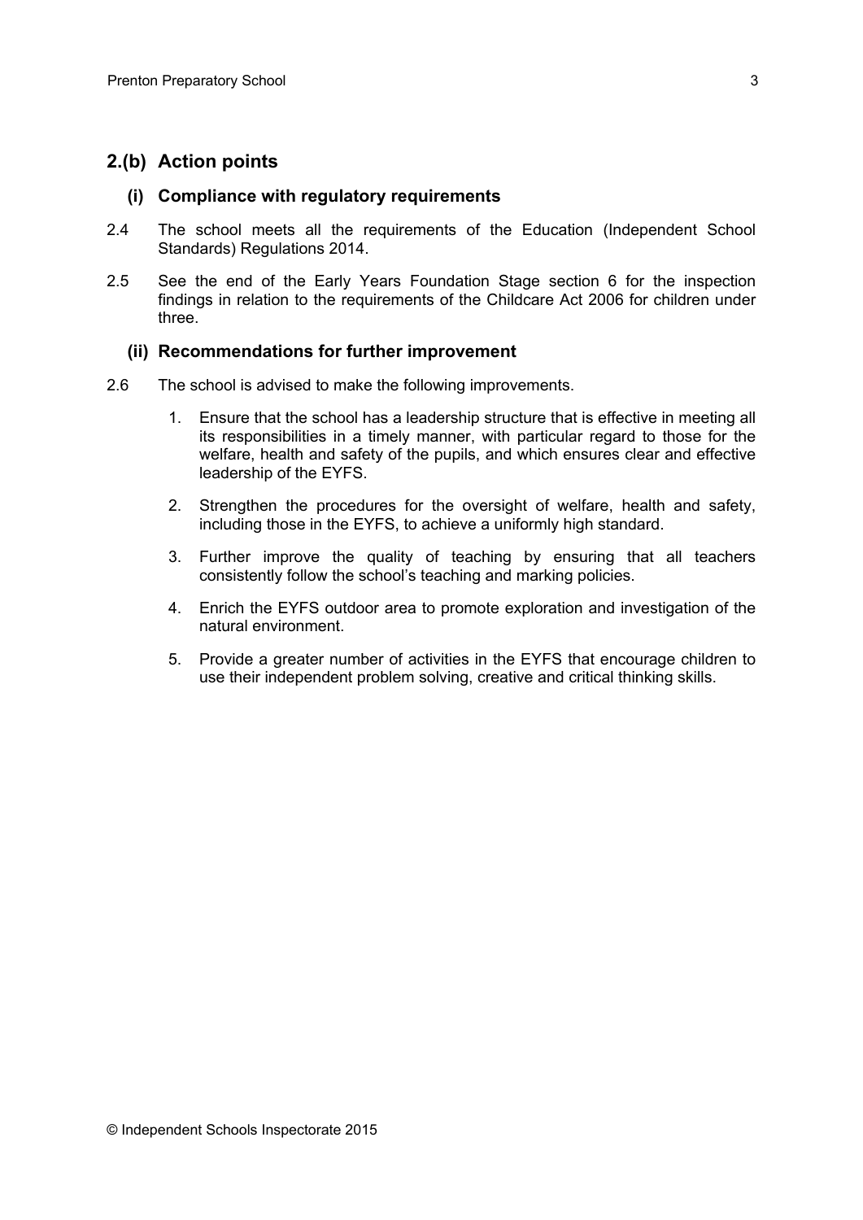## 2.(b) Action points

### (i) Compliance with regulatory requirements

2.4 The school meets all the requirements of the Education (Independent School Standards) Regulations 2014.

2.5 See the end of the Early Years Foundation Stage section 6 for the inspection findings in relation to the requirements of the Childcare Act 2006 for children under three.

### (ii) Recommendations for further improvement

2.6 The school is advised to make the following improvements.

1. Ensure that the school has a leadership structure that is effective in meeting all its responsibilities in a timely manner, with particular regard to those for the welfare, health and safety of the pupils, and which ensures clear and effective leadership of the EYFS.

2. Strengthen the procedures for the oversight of welfare, health and safety, including those in the EYFS, to achieve a uniformly high standard.

3. Further improve the quality of teaching by ensuring that all teachers consistently follow the school's teaching and marking policies.

4. Enrich the EYFS outdoor area to promote exploration and investigation of the natural environment.

5. Provide a greater number of activities in the EYFS that encourage children to use their independent problem solving, creative and critical thinking skills.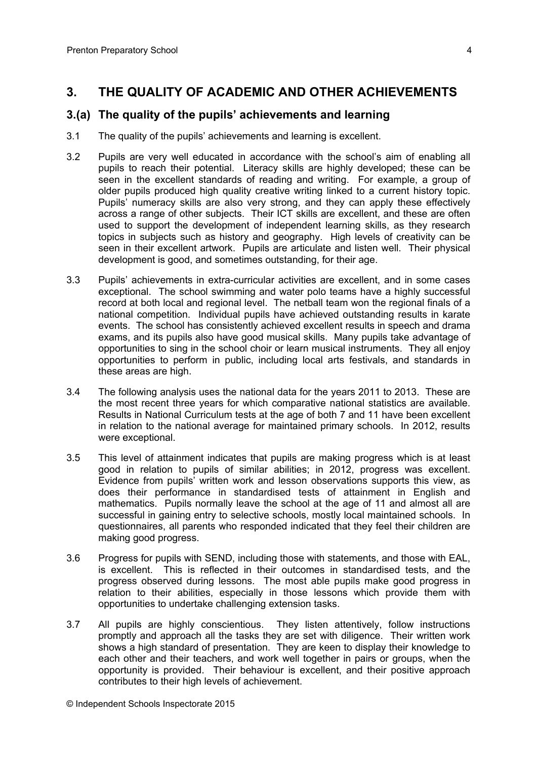## 3. THE QUALITY OF ACADEMIC AND OTHER ACHIEVEMENTS

### 3.(a) The quality of the pupils' achievements and learning

3.1 The quality of the pupils' achievements and learning is excellent.

3.2 Pupils are very well educated in accordance with the school's aim of enabling all pupils to reach their potential. Literacy skills are highly developed; these can be seen in the excellent standards of reading and writing. For example, a group of older pupils produced high quality creative writing linked to a current history topic. Pupils' numeracy skills are also very strong, and they can apply these effectively across a range of other subjects. Their ICT skills are excellent, and these are often used to support the development of independent learning skills, as they research topics in subjects such as history and geography. High levels of creativity can be seen in their excellent artwork. Pupils are articulate and listen well. Their physical development is good, and sometimes outstanding, for their age.

3.3 Pupils' achievements in extra-curricular activities are excellent, and in some cases exceptional. The school swimming and water polo teams have a highly successful record at both local and regional level. The netball team won the regional finals of a national competition. Individual pupils have achieved outstanding results in karate events. The school has consistently achieved excellent results in speech and drama exams, and its pupils also have good musical skills. Many pupils take advantage of opportunities to sing in the school choir or learn musical instruments. They all enjoy opportunities to perform in public, including local arts festivals, and standards in these areas are high.

3.4 The following analysis uses the national data for the years 2011 to 2013. These are the most recent three years for which comparative national statistics are available. Results in National Curriculum tests at the age of both 7 and 11 have been excellent in relation to the national average for maintained primary schools. In 2012, results were exceptional.

3.5 This level of attainment indicates that pupils are making progress which is at least good in relation to pupils of similar abilities; in 2012, progress was excellent. Evidence from pupils' written work and lesson observations supports this view, as does their performance in standardised tests of attainment in English and mathematics. Pupils normally leave the school at the age of 11 and almost all are successful in gaining entry to selective schools, mostly local maintained schools. In questionnaires, all parents who responded indicated that they feel their children are making good progress.

3.6 Progress for pupils with SEND, including those with statements, and those with EAL, is excellent. This is reflected in their outcomes in standardised tests, and the progress observed during lessons. The most able pupils make good progress in relation to their abilities, especially in those lessons which provide them with opportunities to undertake challenging extension tasks.

3.7 All pupils are highly conscientious. They listen attentively, follow instructions promptly and approach all the tasks they are set with diligence. Their written work shows a high standard of presentation. They are keen to display their knowledge to each other and their teachers, and work well together in pairs or groups, when the opportunity is provided. Their behaviour is excellent, and their positive approach contributes to their high levels of achievement.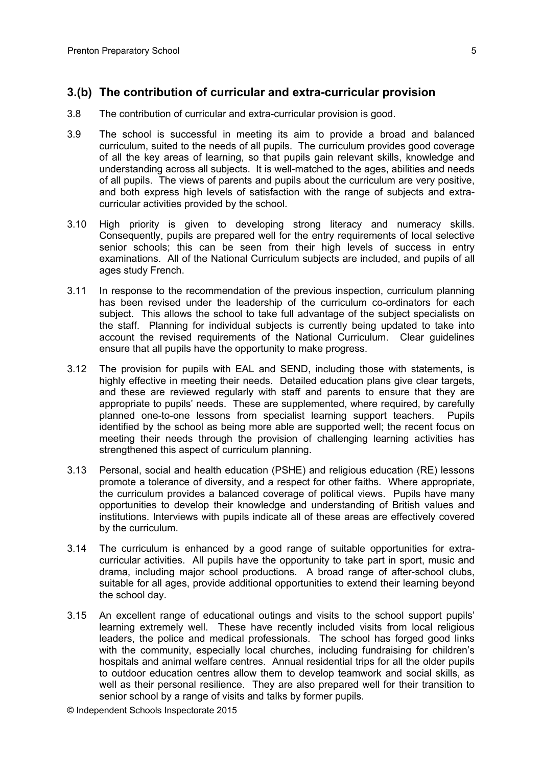## 3.(b) The contribution of curricular and extra-curricular provision

3.8 The contribution of curricular and extra-curricular provision is good.

3.9 The school is successful in meeting its aim to provide a broad and balanced curriculum, suited to the needs of all pupils. The curriculum provides good coverage of all the key areas of learning, so that pupils gain relevant skills, knowledge and understanding across all subjects. It is well-matched to the ages, abilities and needs of all pupils. The views of parents and pupils about the curriculum are very positive, and both express high levels of satisfaction with the range of subjects and extra-curricular activities provided by the school.

3.10 High priority is given to developing strong literacy and numeracy skills. Consequently, pupils are prepared well for the entry requirements of local selective senior schools; this can be seen from their high levels of success in entry examinations. All of the National Curriculum subjects are included, and pupils of all ages study French.

3.11 In response to the recommendation of the previous inspection, curriculum planning has been revised under the leadership of the curriculum co-ordinators for each subject. This allows the school to take full advantage of the subject specialists on the staff. Planning for individual subjects is currently being updated to take into account the revised requirements of the National Curriculum. Clear guidelines ensure that all pupils have the opportunity to make progress.

3.12 The provision for pupils with EAL and SEND, including those with statements, is highly effective in meeting their needs. Detailed education plans give clear targets, and these are reviewed regularly with staff and parents to ensure that they are appropriate to pupils' needs. These are supplemented, where required, by carefully planned one-to-one lessons from specialist learning support teachers. Pupils identified by the school as being more able are supported well; the recent focus on meeting their needs through the provision of challenging learning activities has strengthened this aspect of curriculum planning.

3.13 Personal, social and health education (PSHE) and religious education (RE) lessons promote a tolerance of diversity, and a respect for other faiths. Where appropriate, the curriculum provides a balanced coverage of political views. Pupils have many opportunities to develop their knowledge and understanding of British values and institutions. Interviews with pupils indicate all of these areas are effectively covered by the curriculum.

3.14 The curriculum is enhanced by a good range of suitable opportunities for extra-curricular activities. All pupils have the opportunity to take part in sport, music and drama, including major school productions. A broad range of after-school clubs, suitable for all ages, provide additional opportunities to extend their learning beyond the school day.

3.15 An excellent range of educational outings and visits to the school support pupils' learning extremely well. These have recently included visits from local religious leaders, the police and medical professionals. The school has forged good links with the community, especially local churches, including fundraising for children's hospitals and animal welfare centres. Annual residential trips for all the older pupils to outdoor education centres allow them to develop teamwork and social skills, as well as their personal resilience. They are also prepared well for their transition to senior school by a range of visits and talks by former pupils.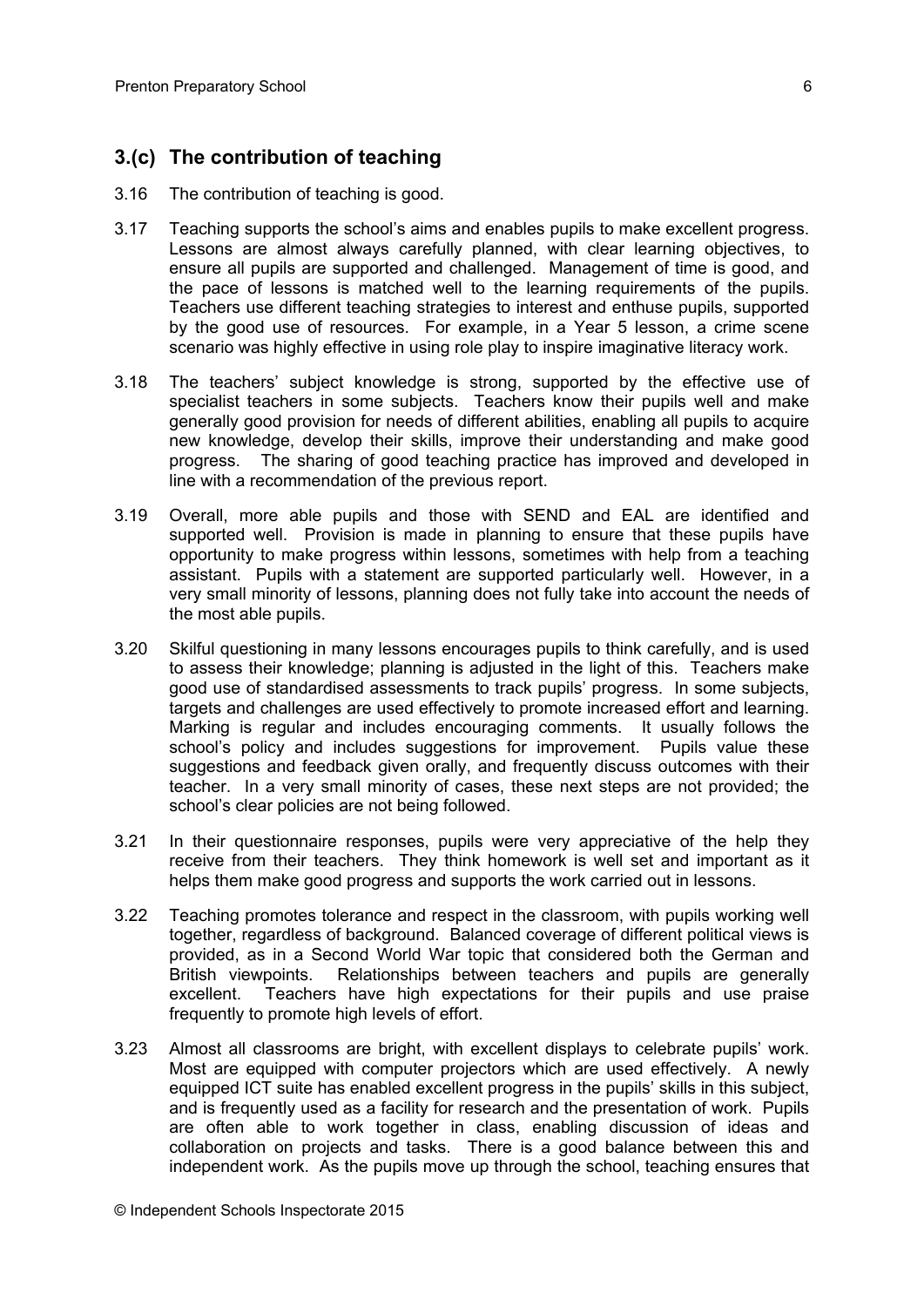## 3.(c) The contribution of teaching

3.16 The contribution of teaching is good.

3.17 Teaching supports the school's aims and enables pupils to make excellent progress. Lessons are almost always carefully planned, with clear learning objectives, to ensure all pupils are supported and challenged. Management of time is good, and the pace of lessons is matched well to the learning requirements of the pupils. Teachers use different teaching strategies to interest and enthuse pupils, supported by the good use of resources. For example, in a Year 5 lesson, a crime scene scenario was highly effective in using role play to inspire imaginative literacy work.

3.18 The teachers' subject knowledge is strong, supported by the effective use of specialist teachers in some subjects. Teachers know their pupils well and make generally good provision for needs of different abilities, enabling all pupils to acquire new knowledge, develop their skills, improve their understanding and make good progress. The sharing of good teaching practice has improved and developed in line with a recommendation of the previous report.

3.19 Overall, more able pupils and those with SEND and EAL are identified and supported well. Provision is made in planning to ensure that these pupils have opportunity to make progress within lessons, sometimes with help from a teaching assistant. Pupils with a statement are supported particularly well. However, in a very small minority of lessons, planning does not fully take into account the needs of the most able pupils.

3.20 Skilful questioning in many lessons encourages pupils to think carefully, and is used to assess their knowledge; planning is adjusted in the light of this. Teachers make good use of standardised assessments to track pupils' progress. In some subjects, targets and challenges are used effectively to promote increased effort and learning. Marking is regular and includes encouraging comments. It usually follows the school's policy and includes suggestions for improvement. Pupils value these suggestions and feedback given orally, and frequently discuss outcomes with their teacher. In a very small minority of cases, these next steps are not provided; the school's clear policies are not being followed.

3.21 In their questionnaire responses, pupils were very appreciative of the help they receive from their teachers. They think homework is well set and important as it helps them make good progress and supports the work carried out in lessons.

3.22 Teaching promotes tolerance and respect in the classroom, with pupils working well together, regardless of background. Balanced coverage of different political views is provided, as in a Second World War topic that considered both the German and British viewpoints. Relationships between teachers and pupils are generally excellent. Teachers have high expectations for their pupils and use praise frequently to promote high levels of effort.

3.23 Almost all classrooms are bright, with excellent displays to celebrate pupils' work. Most are equipped with computer projectors which are used effectively. A newly equipped ICT suite has enabled excellent progress in the pupils' skills in this subject, and is frequently used as a facility for research and the presentation of work. Pupils are often able to work together in class, enabling discussion of ideas and collaboration on projects and tasks. There is a good balance between this and independent work. As the pupils move up through the school, teaching ensures that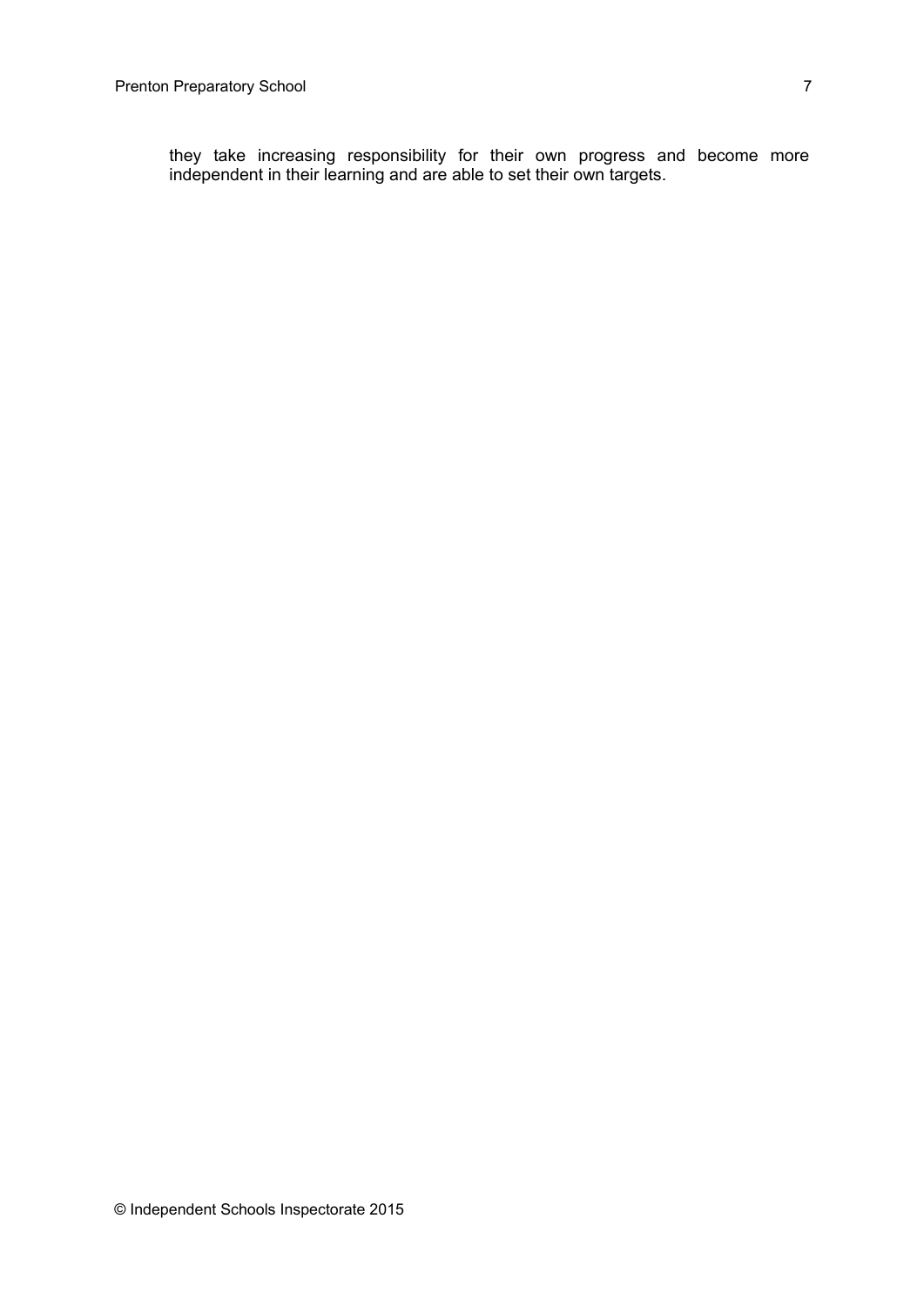they take increasing responsibility for their own progress and become more independent in their learning and are able to set their own targets.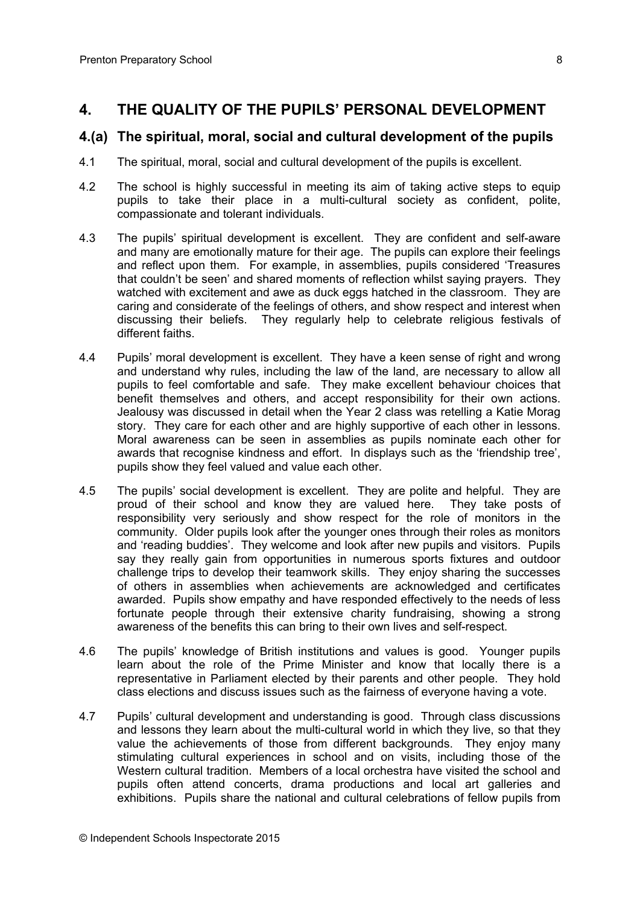## 4. THE QUALITY OF THE PUPILS' PERSONAL DEVELOPMENT

### 4.(a) The spiritual, moral, social and cultural development of the pupils

4.1 The spiritual, moral, social and cultural development of the pupils is excellent.

4.2 The school is highly successful in meeting its aim of taking active steps to equip pupils to take their place in a multi-cultural society as confident, polite, compassionate and tolerant individuals.

4.3 The pupils' spiritual development is excellent. They are confident and self-aware and many are emotionally mature for their age. The pupils can explore their feelings and reflect upon them. For example, in assemblies, pupils considered 'Treasures that couldn't be seen' and shared moments of reflection whilst saying prayers. They watched with excitement and awe as duck eggs hatched in the classroom. They are caring and considerate of the feelings of others, and show respect and interest when discussing their beliefs. They regularly help to celebrate religious festivals of different faiths.

4.4 Pupils' moral development is excellent. They have a keen sense of right and wrong and understand why rules, including the law of the land, are necessary to allow all pupils to feel comfortable and safe. They make excellent behaviour choices that benefit themselves and others, and accept responsibility for their own actions. Jealousy was discussed in detail when the Year 2 class was retelling a Katie Morag story. They care for each other and are highly supportive of each other in lessons. Moral awareness can be seen in assemblies as pupils nominate each other for awards that recognise kindness and effort. In displays such as the 'friendship tree', pupils show they feel valued and value each other.

4.5 The pupils' social development is excellent. They are polite and helpful. They are proud of their school and know they are valued here. They take posts of responsibility very seriously and show respect for the role of monitors in the community. Older pupils look after the younger ones through their roles as monitors and 'reading buddies'. They welcome and look after new pupils and visitors. Pupils say they really gain from opportunities in numerous sports fixtures and outdoor challenge trips to develop their teamwork skills. They enjoy sharing the successes of others in assemblies when achievements are acknowledged and certificates awarded. Pupils show empathy and have responded effectively to the needs of less fortunate people through their extensive charity fundraising, showing a strong awareness of the benefits this can bring to their own lives and self-respect.

4.6 The pupils' knowledge of British institutions and values is good. Younger pupils learn about the role of the Prime Minister and know that locally there is a representative in Parliament elected by their parents and other people. They hold class elections and discuss issues such as the fairness of everyone having a vote.

4.7 Pupils' cultural development and understanding is good. Through class discussions and lessons they learn about the multi-cultural world in which they live, so that they value the achievements of those from different backgrounds. They enjoy many stimulating cultural experiences in school and on visits, including those of the Western cultural tradition. Members of a local orchestra have visited the school and pupils often attend concerts, drama productions and local art galleries and exhibitions. Pupils share the national and cultural celebrations of fellow pupils from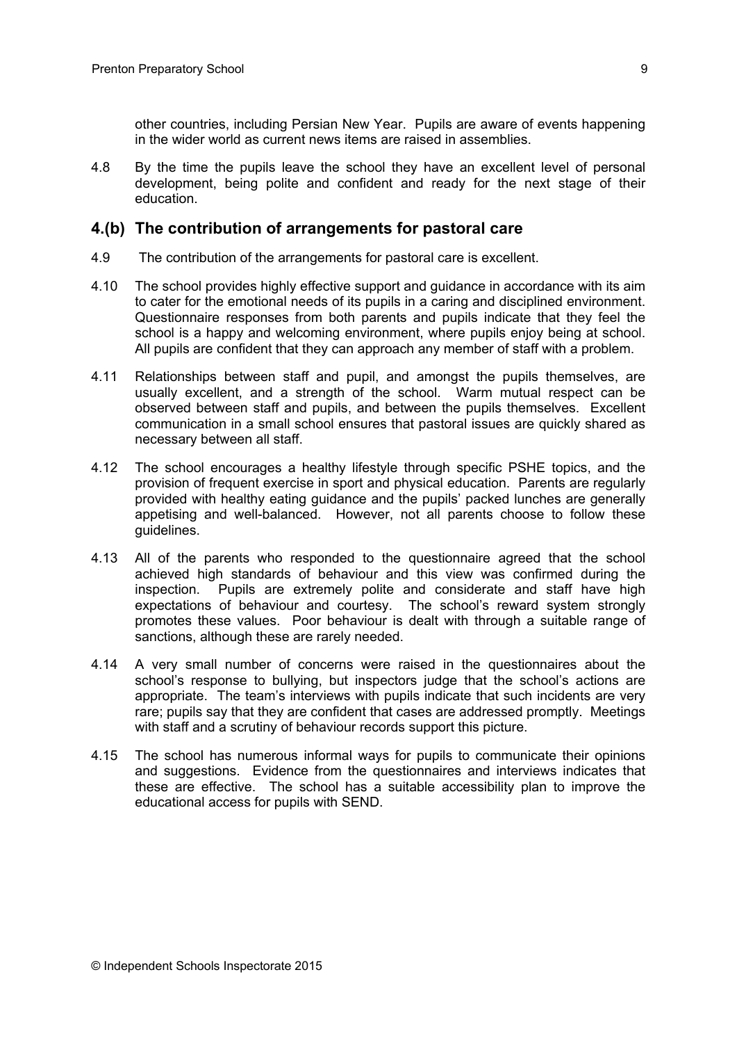other countries, including Persian New Year. Pupils are aware of events happening in the wider world as current news items are raised in assemblies.

4.8 By the time the pupils leave the school they have an excellent level of personal development, being polite and confident and ready for the next stage of their education.

## 4.(b) The contribution of arrangements for pastoral care

4.9 The contribution of the arrangements for pastoral care is excellent.

4.10 The school provides highly effective support and guidance in accordance with its aim to cater for the emotional needs of its pupils in a caring and disciplined environment. Questionnaire responses from both parents and pupils indicate that they feel the school is a happy and welcoming environment, where pupils enjoy being at school. All pupils are confident that they can approach any member of staff with a problem.

4.11 Relationships between staff and pupil, and amongst the pupils themselves, are usually excellent, and a strength of the school. Warm mutual respect can be observed between staff and pupils, and between the pupils themselves. Excellent communication in a small school ensures that pastoral issues are quickly shared as necessary between all staff.

4.12 The school encourages a healthy lifestyle through specific PSHE topics, and the provision of frequent exercise in sport and physical education. Parents are regularly provided with healthy eating guidance and the pupils' packed lunches are generally appetising and well-balanced. However, not all parents choose to follow these guidelines.

4.13 All of the parents who responded to the questionnaire agreed that the school achieved high standards of behaviour and this view was confirmed during the inspection. Pupils are extremely polite and considerate and staff have high expectations of behaviour and courtesy. The school's reward system strongly promotes these values. Poor behaviour is dealt with through a suitable range of sanctions, although these are rarely needed.

4.14 A very small number of concerns were raised in the questionnaires about the school's response to bullying, but inspectors judge that the school's actions are appropriate. The team's interviews with pupils indicate that such incidents are very rare; pupils say that they are confident that cases are addressed promptly. Meetings with staff and a scrutiny of behaviour records support this picture.

4.15 The school has numerous informal ways for pupils to communicate their opinions and suggestions. Evidence from the questionnaires and interviews indicates that these are effective. The school has a suitable accessibility plan to improve the educational access for pupils with SEND.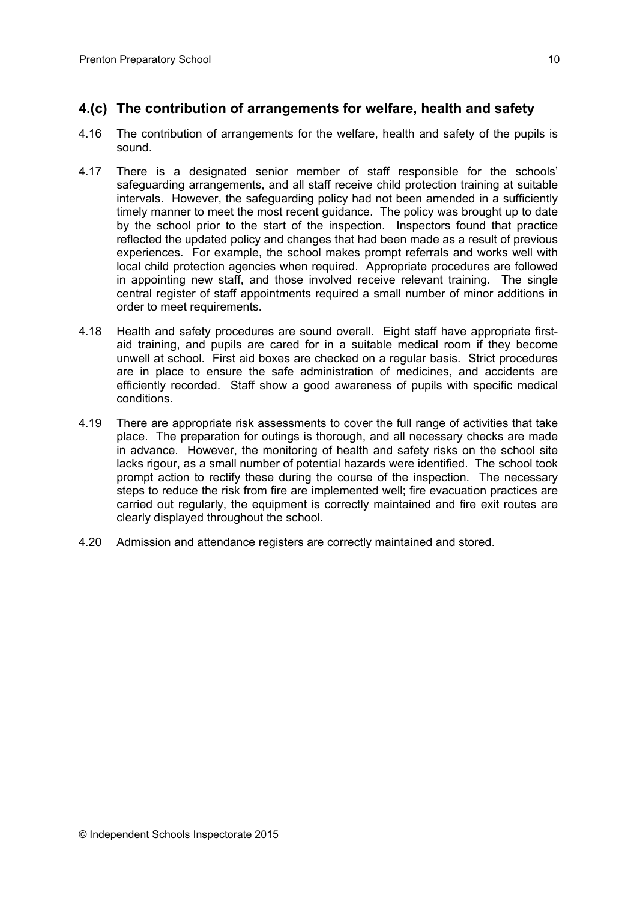## 4.(c) The contribution of arrangements for welfare, health and safety

4.16 The contribution of arrangements for the welfare, health and safety of the pupils is sound.

4.17 There is a designated senior member of staff responsible for the schools' safeguarding arrangements, and all staff receive child protection training at suitable intervals. However, the safeguarding policy had not been amended in a sufficiently timely manner to meet the most recent guidance. The policy was brought up to date by the school prior to the start of the inspection. Inspectors found that practice reflected the updated policy and changes that had been made as a result of previous experiences. For example, the school makes prompt referrals and works well with local child protection agencies when required. Appropriate procedures are followed in appointing new staff, and those involved receive relevant training. The single central register of staff appointments required a small number of minor additions in order to meet requirements.

4.18 Health and safety procedures are sound overall. Eight staff have appropriate first-aid training, and pupils are cared for in a suitable medical room if they become unwell at school. First aid boxes are checked on a regular basis. Strict procedures are in place to ensure the safe administration of medicines, and accidents are efficiently recorded. Staff show a good awareness of pupils with specific medical conditions.

4.19 There are appropriate risk assessments to cover the full range of activities that take place. The preparation for outings is thorough, and all necessary checks are made in advance. However, the monitoring of health and safety risks on the school site lacks rigour, as a small number of potential hazards were identified. The school took prompt action to rectify these during the course of the inspection. The necessary steps to reduce the risk from fire are implemented well; fire evacuation practices are carried out regularly, the equipment is correctly maintained and fire exit routes are clearly displayed throughout the school.

4.20 Admission and attendance registers are correctly maintained and stored.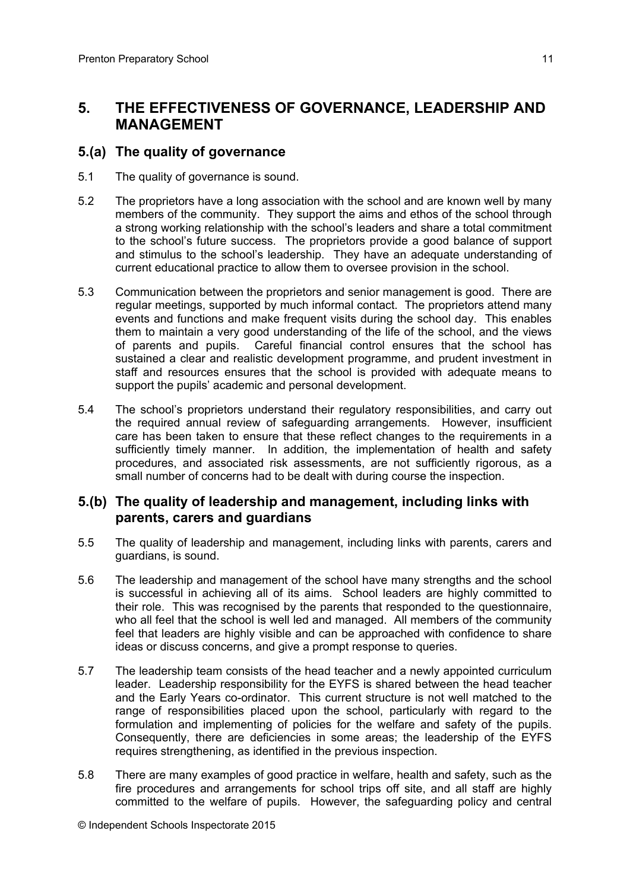## 5. THE EFFECTIVENESS OF GOVERNANCE, LEADERSHIP AND MANAGEMENT

### 5.(a) The quality of governance

5.1 The quality of governance is sound.

5.2 The proprietors have a long association with the school and are known well by many members of the community. They support the aims and ethos of the school through a strong working relationship with the school's leaders and share a total commitment to the school's future success. The proprietors provide a good balance of support and stimulus to the school's leadership. They have an adequate understanding of current educational practice to allow them to oversee provision in the school.

5.3 Communication between the proprietors and senior management is good. There are regular meetings, supported by much informal contact. The proprietors attend many events and functions and make frequent visits during the school day. This enables them to maintain a very good understanding of the life of the school, and the views of parents and pupils. Careful financial control ensures that the school has sustained a clear and realistic development programme, and prudent investment in staff and resources ensures that the school is provided with adequate means to support the pupils' academic and personal development.

5.4 The school's proprietors understand their regulatory responsibilities, and carry out the required annual review of safeguarding arrangements. However, insufficient care has been taken to ensure that these reflect changes to the requirements in a sufficiently timely manner. In addition, the implementation of health and safety procedures, and associated risk assessments, are not sufficiently rigorous, as a small number of concerns had to be dealt with during course the inspection.

### 5.(b) The quality of leadership and management, including links with parents, carers and guardians

5.5 The quality of leadership and management, including links with parents, carers and guardians, is sound.

5.6 The leadership and management of the school have many strengths and the school is successful in achieving all of its aims. School leaders are highly committed to their role. This was recognised by the parents that responded to the questionnaire, who all feel that the school is well led and managed. All members of the community feel that leaders are highly visible and can be approached with confidence to share ideas or discuss concerns, and give a prompt response to queries.

5.7 The leadership team consists of the head teacher and a newly appointed curriculum leader. Leadership responsibility for the EYFS is shared between the head teacher and the Early Years co-ordinator. This current structure is not well matched to the range of responsibilities placed upon the school, particularly with regard to the formulation and implementing of policies for the welfare and safety of the pupils. Consequently, there are deficiencies in some areas; the leadership of the EYFS requires strengthening, as identified in the previous inspection.

5.8 There are many examples of good practice in welfare, health and safety, such as the fire procedures and arrangements for school trips off site, and all staff are highly committed to the welfare of pupils. However, the safeguarding policy and central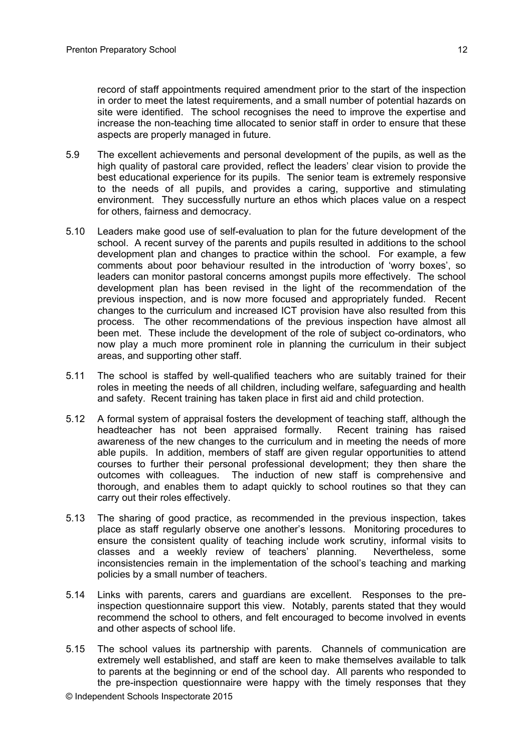record of staff appointments required amendment prior to the start of the inspection in order to meet the latest requirements, and a small number of potential hazards on site were identified. The school recognises the need to improve the expertise and increase the non-teaching time allocated to senior staff in order to ensure that these aspects are properly managed in future.

5.9 The excellent achievements and personal development of the pupils, as well as the high quality of pastoral care provided, reflect the leaders' clear vision to provide the best educational experience for its pupils. The senior team is extremely responsive to the needs of all pupils, and provides a caring, supportive and stimulating environment. They successfully nurture an ethos which places value on a respect for others, fairness and democracy.

5.10 Leaders make good use of self-evaluation to plan for the future development of the school. A recent survey of the parents and pupils resulted in additions to the school development plan and changes to practice within the school. For example, a few comments about poor behaviour resulted in the introduction of 'worry boxes', so leaders can monitor pastoral concerns amongst pupils more effectively. The school development plan has been revised in the light of the recommendation of the previous inspection, and is now more focused and appropriately funded. Recent changes to the curriculum and increased ICT provision have also resulted from this process. The other recommendations of the previous inspection have almost all been met. These include the development of the role of subject co-ordinators, who now play a much more prominent role in planning the curriculum in their subject areas, and supporting other staff.

5.11 The school is staffed by well-qualified teachers who are suitably trained for their roles in meeting the needs of all children, including welfare, safeguarding and health and safety. Recent training has taken place in first aid and child protection.

5.12 A formal system of appraisal fosters the development of teaching staff, although the headteacher has not been appraised formally. Recent training has raised awareness of the new changes to the curriculum and in meeting the needs of more able pupils. In addition, members of staff are given regular opportunities to attend courses to further their personal professional development; they then share the outcomes with colleagues. The induction of new staff is comprehensive and thorough, and enables them to adapt quickly to school routines so that they can carry out their roles effectively.

5.13 The sharing of good practice, as recommended in the previous inspection, takes place as staff regularly observe one another's lessons. Monitoring procedures to ensure the consistent quality of teaching include work scrutiny, informal visits to classes and a weekly review of teachers' planning. Nevertheless, some inconsistencies remain in the implementation of the school's teaching and marking policies by a small number of teachers.

5.14 Links with parents, carers and guardians are excellent. Responses to the pre-inspection questionnaire support this view. Notably, parents stated that they would recommend the school to others, and felt encouraged to become involved in events and other aspects of school life.

5.15 The school values its partnership with parents. Channels of communication are extremely well established, and staff are keen to make themselves available to talk to parents at the beginning or end of the school day. All parents who responded to the pre-inspection questionnaire were happy with the timely responses that they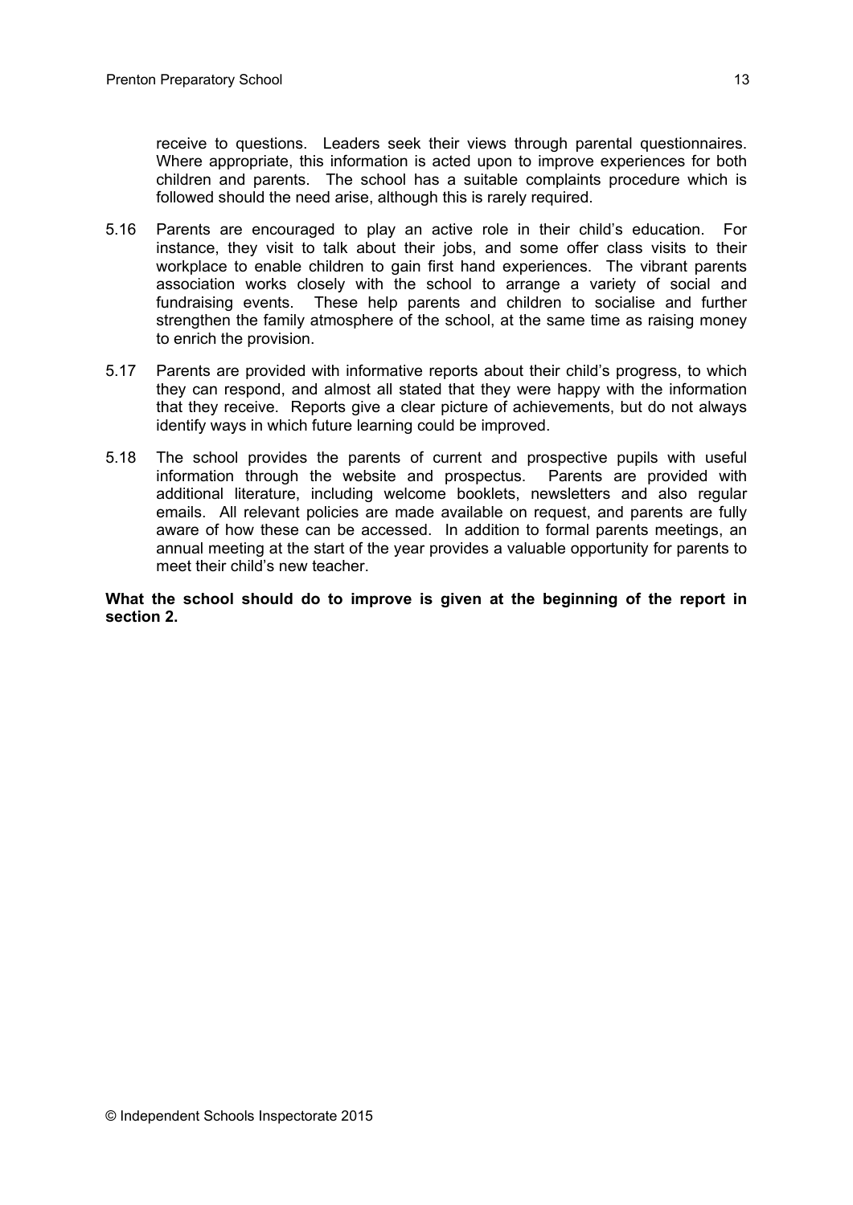receive to questions. Leaders seek their views through parental questionnaires. Where appropriate, this information is acted upon to improve experiences for both children and parents. The school has a suitable complaints procedure which is followed should the need arise, although this is rarely required.

5.16 Parents are encouraged to play an active role in their child's education. For instance, they visit to talk about their jobs, and some offer class visits to their workplace to enable children to gain first hand experiences. The vibrant parents association works closely with the school to arrange a variety of social and fundraising events. These help parents and children to socialise and further strengthen the family atmosphere of the school, at the same time as raising money to enrich the provision.

5.17 Parents are provided with informative reports about their child's progress, to which they can respond, and almost all stated that they were happy with the information that they receive. Reports give a clear picture of achievements, but do not always identify ways in which future learning could be improved.

5.18 The school provides the parents of current and prospective pupils with useful information through the website and prospectus. Parents are provided with additional literature, including welcome booklets, newsletters and also regular emails. All relevant policies are made available on request, and parents are fully aware of how these can be accessed. In addition to formal parents meetings, an annual meeting at the start of the year provides a valuable opportunity for parents to meet their child's new teacher.

**What the school should do to improve is given at the beginning of the report in section 2.**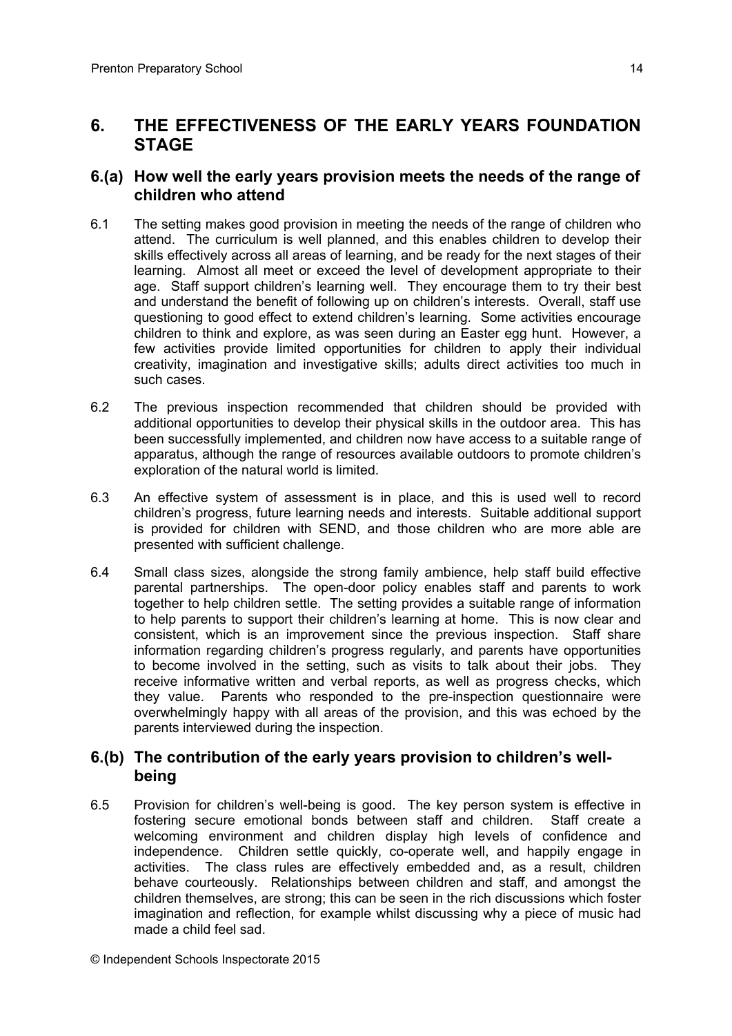## 6. THE EFFECTIVENESS OF THE EARLY YEARS FOUNDATION STAGE

### 6.(a) How well the early years provision meets the needs of the range of children who attend

6.1 The setting makes good provision in meeting the needs of the range of children who attend. The curriculum is well planned, and this enables children to develop their skills effectively across all areas of learning, and be ready for the next stages of their learning. Almost all meet or exceed the level of development appropriate to their age. Staff support children's learning well. They encourage them to try their best and understand the benefit of following up on children's interests. Overall, staff use questioning to good effect to extend children's learning. Some activities encourage children to think and explore, as was seen during an Easter egg hunt. However, a few activities provide limited opportunities for children to apply their individual creativity, imagination and investigative skills; adults direct activities too much in such cases.

6.2 The previous inspection recommended that children should be provided with additional opportunities to develop their physical skills in the outdoor area. This has been successfully implemented, and children now have access to a suitable range of apparatus, although the range of resources available outdoors to promote children's exploration of the natural world is limited.

6.3 An effective system of assessment is in place, and this is used well to record children's progress, future learning needs and interests. Suitable additional support is provided for children with SEND, and those children who are more able are presented with sufficient challenge.

6.4 Small class sizes, alongside the strong family ambience, help staff build effective parental partnerships. The open-door policy enables staff and parents to work together to help children settle. The setting provides a suitable range of information to help parents to support their children's learning at home. This is now clear and consistent, which is an improvement since the previous inspection. Staff share information regarding children's progress regularly, and parents have opportunities to become involved in the setting, such as visits to talk about their jobs. They receive informative written and verbal reports, as well as progress checks, which they value. Parents who responded to the pre-inspection questionnaire were overwhelmingly happy with all areas of the provision, and this was echoed by the parents interviewed during the inspection.

### 6.(b) The contribution of the early years provision to children's well-being

6.5 Provision for children's well-being is good. The key person system is effective in fostering secure emotional bonds between staff and children. Staff create a welcoming environment and children display high levels of confidence and independence. Children settle quickly, co-operate well, and happily engage in activities. The class rules are effectively embedded and, as a result, children behave courteously. Relationships between children and staff, and amongst the children themselves, are strong; this can be seen in the rich discussions which foster imagination and reflection, for example whilst discussing why a piece of music had made a child feel sad.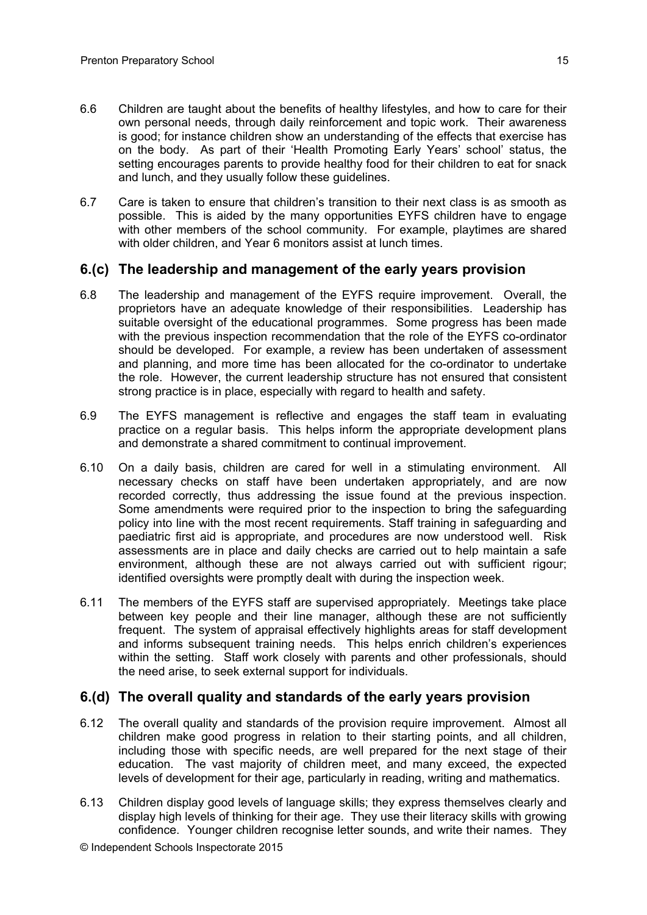6.6 Children are taught about the benefits of healthy lifestyles, and how to care for their own personal needs, through daily reinforcement and topic work. Their awareness is good; for instance children show an understanding of the effects that exercise has on the body. As part of their 'Health Promoting Early Years' school' status, the setting encourages parents to provide healthy food for their children to eat for snack and lunch, and they usually follow these guidelines.

6.7 Care is taken to ensure that children's transition to their next class is as smooth as possible. This is aided by the many opportunities EYFS children have to engage with other members of the school community. For example, playtimes are shared with older children, and Year 6 monitors assist at lunch times.

## 6.(c) The leadership and management of the early years provision

6.8 The leadership and management of the EYFS require improvement. Overall, the proprietors have an adequate knowledge of their responsibilities. Leadership has suitable oversight of the educational programmes. Some progress has been made with the previous inspection recommendation that the role of the EYFS co-ordinator should be developed. For example, a review has been undertaken of assessment and planning, and more time has been allocated for the co-ordinator to undertake the role. However, the current leadership structure has not ensured that consistent strong practice is in place, especially with regard to health and safety.

6.9 The EYFS management is reflective and engages the staff team in evaluating practice on a regular basis. This helps inform the appropriate development plans and demonstrate a shared commitment to continual improvement.

6.10 On a daily basis, children are cared for well in a stimulating environment. All necessary checks on staff have been undertaken appropriately, and are now recorded correctly, thus addressing the issue found at the previous inspection. Some amendments were required prior to the inspection to bring the safeguarding policy into line with the most recent requirements. Staff training in safeguarding and paediatric first aid is appropriate, and procedures are now understood well. Risk assessments are in place and daily checks are carried out to help maintain a safe environment, although these are not always carried out with sufficient rigour; identified oversights were promptly dealt with during the inspection week.

6.11 The members of the EYFS staff are supervised appropriately. Meetings take place between key people and their line manager, although these are not sufficiently frequent. The system of appraisal effectively highlights areas for staff development and informs subsequent training needs. This helps enrich children's experiences within the setting. Staff work closely with parents and other professionals, should the need arise, to seek external support for individuals.

## 6.(d) The overall quality and standards of the early years provision

6.12 The overall quality and standards of the provision require improvement. Almost all children make good progress in relation to their starting points, and all children, including those with specific needs, are well prepared for the next stage of their education. The vast majority of children meet, and many exceed, the expected levels of development for their age, particularly in reading, writing and mathematics.

6.13 Children display good levels of language skills; they express themselves clearly and display high levels of thinking for their age. They use their literacy skills with growing confidence. Younger children recognise letter sounds, and write their names. They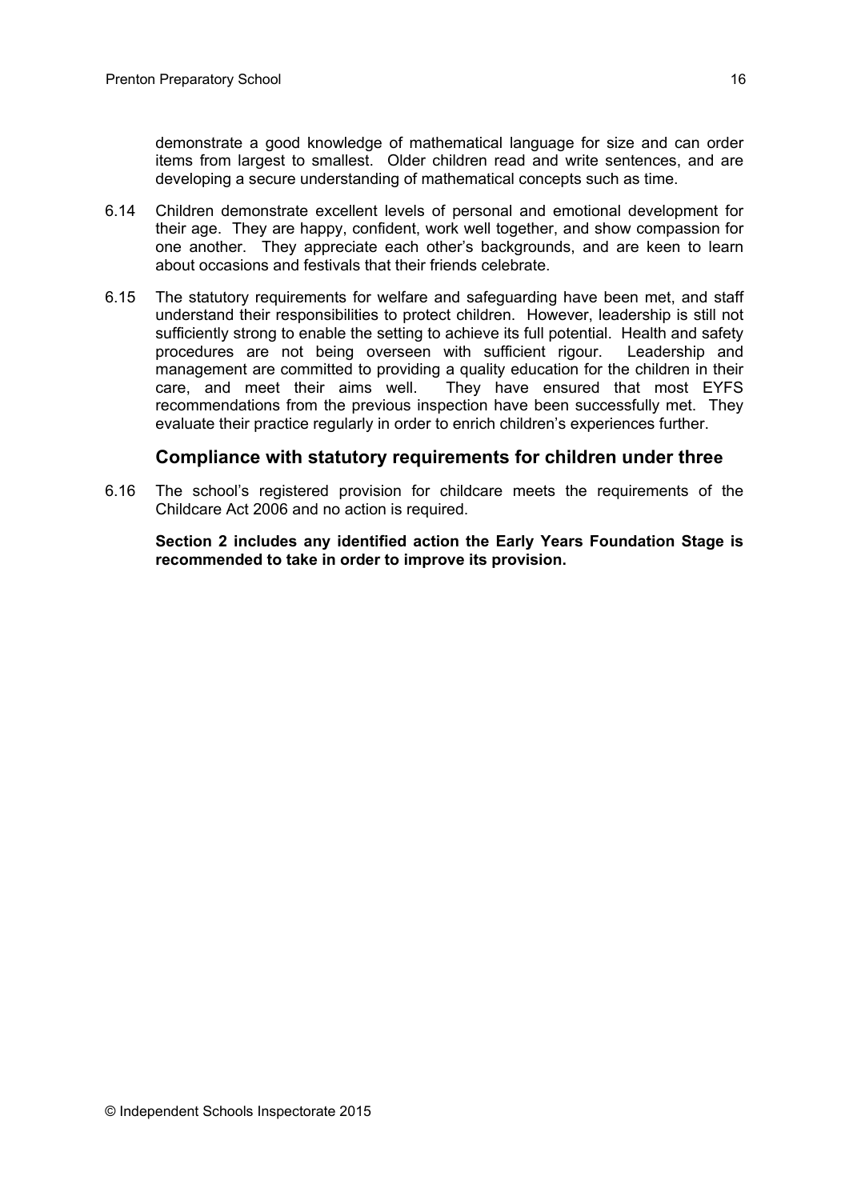demonstrate a good knowledge of mathematical language for size and can order items from largest to smallest. Older children read and write sentences, and are developing a secure understanding of mathematical concepts such as time.

6.14 Children demonstrate excellent levels of personal and emotional development for their age. They are happy, confident, work well together, and show compassion for one another. They appreciate each other's backgrounds, and are keen to learn about occasions and festivals that their friends celebrate.

6.15 The statutory requirements for welfare and safeguarding have been met, and staff understand their responsibilities to protect children. However, leadership is still not sufficiently strong to enable the setting to achieve its full potential. Health and safety procedures are not being overseen with sufficient rigour. Leadership and management are committed to providing a quality education for the children in their care, and meet their aims well. They have ensured that most EYFS recommendations from the previous inspection have been successfully met. They evaluate their practice regularly in order to enrich children's experiences further.

### Compliance with statutory requirements for children under three

6.16 The school's registered provision for childcare meets the requirements of the Childcare Act 2006 and no action is required.

**Section 2 includes any identified action the Early Years Foundation Stage is recommended to take in order to improve its provision.**

© Independent Schools Inspectorate 2015